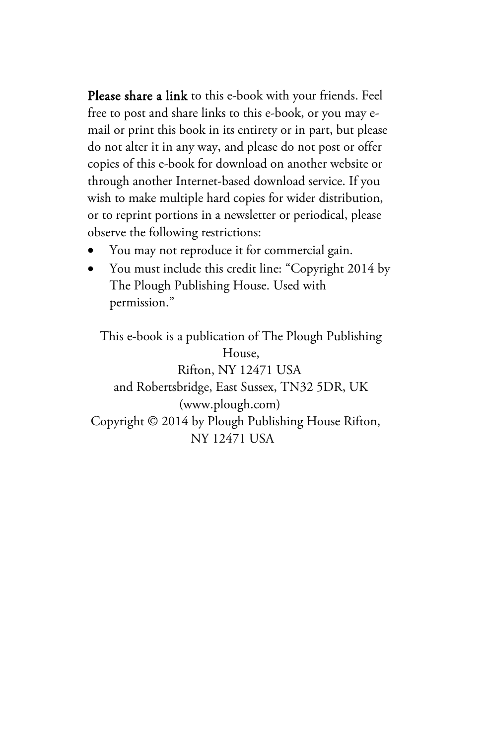**Please share a link** to this e-book with your friends. Feel free to post and share links to this e-book, or you may e-mail or print this book in its entirety or in part, but please do not alter it in any way, and please do not post or offer copies of this e-book for download on another website or through another Internet-based download service. If you wish to make multiple hard copies for wider distribution, or to reprint portions in a newsletter or periodical, please observe the following restrictions:

- You may not reproduce it for commercial gain.
- You must include this credit line: "Copyright 2014 by The Plough Publishing House. Used with permission."

This e-book is a publication of The Plough Publishing House,
Rifton, NY 12471 USA
and Robertsbridge, East Sussex, TN32 5DR, UK
(www.plough.com)
Copyright © 2014 by Plough Publishing House Rifton, NY 12471 USA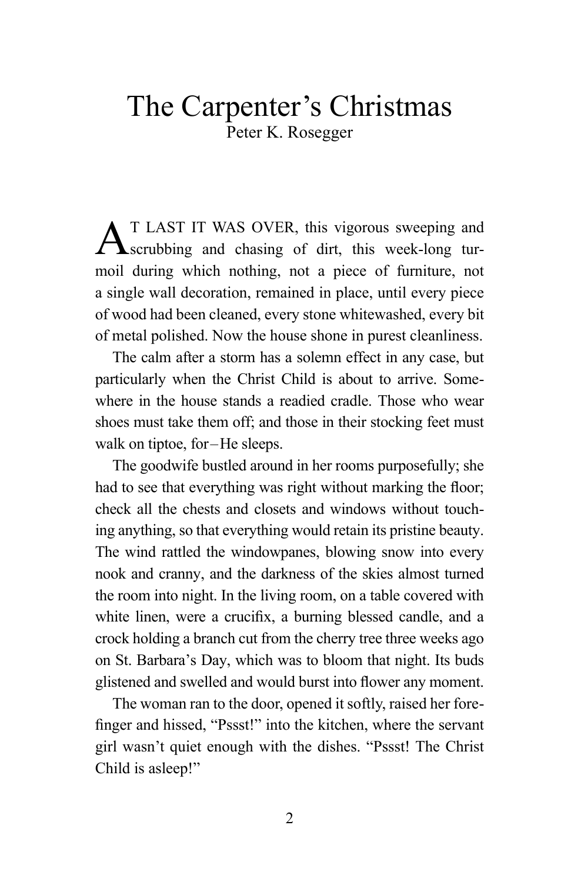# The Carpenter's Christmas

Peter K. Rosegger

AT LAST IT WAS OVER, this vigorous sweeping and scrubbing and chasing of dirt, this week-long turmoil during which nothing, not a piece of furniture, not a single wall decoration, remained in place, until every piece of wood had been cleaned, every stone whitewashed, every bit of metal polished. Now the house shone in purest cleanliness.

The calm after a storm has a solemn effect in any case, but particularly when the Christ Child is about to arrive. Somewhere in the house stands a readied cradle. Those who wear shoes must take them off; and those in their stocking feet must walk on tiptoe, for–He sleeps.

The goodwife bustled around in her rooms purposefully; she had to see that everything was right without marking the floor; check all the chests and closets and windows without touching anything, so that everything would retain its pristine beauty. The wind rattled the windowpanes, blowing snow into every nook and cranny, and the darkness of the skies almost turned the room into night. In the living room, on a table covered with white linen, were a crucifix, a burning blessed candle, and a crock holding a branch cut from the cherry tree three weeks ago on St. Barbara's Day, which was to bloom that night. Its buds glistened and swelled and would burst into flower any moment.

The woman ran to the door, opened it softly, raised her forefinger and hissed, "Pssst!" into the kitchen, where the servant girl wasn't quiet enough with the dishes. "Pssst! The Christ Child is asleep!"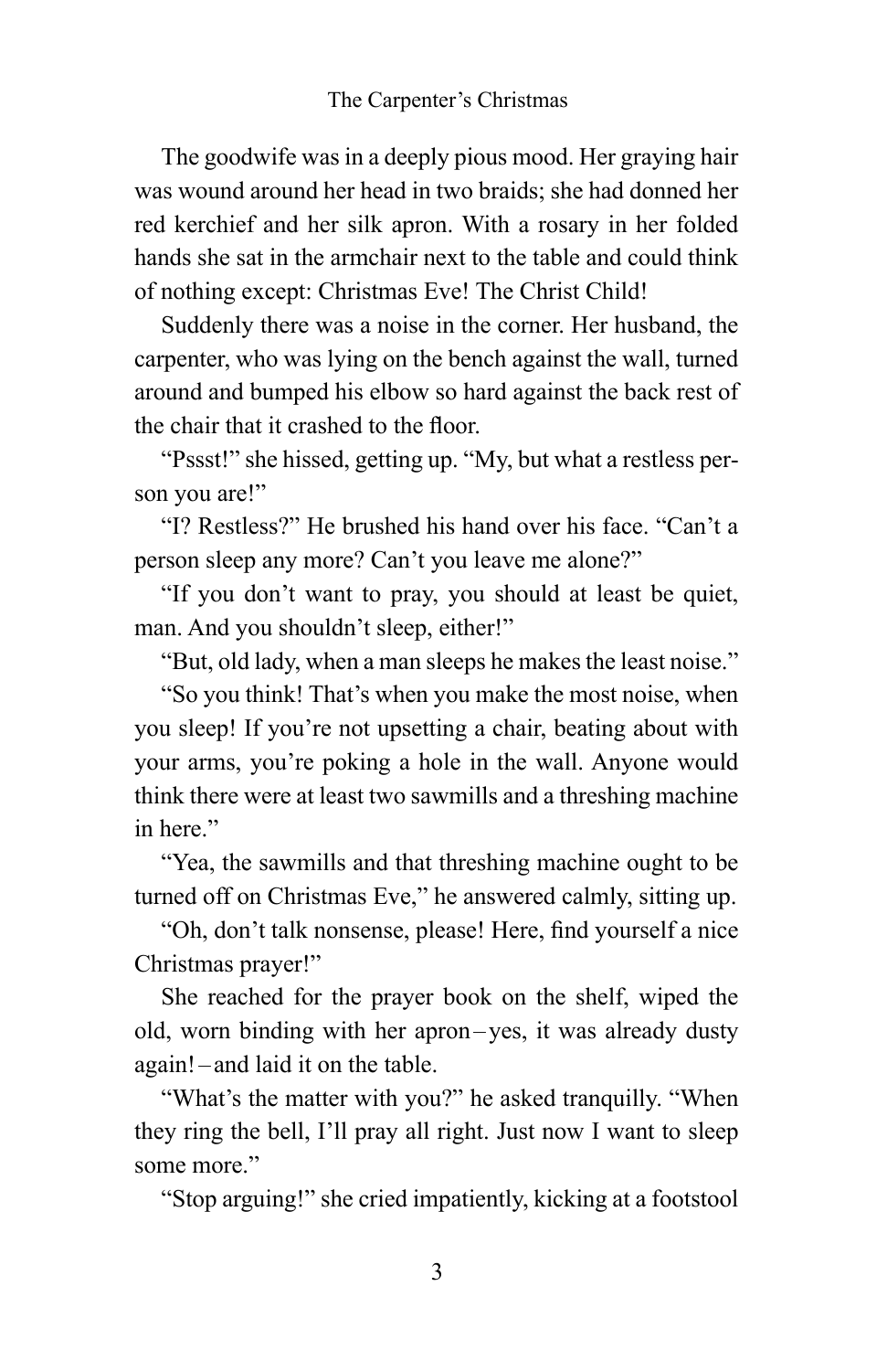The goodwife was in a deeply pious mood. Her graying hair was wound around her head in two braids; she had donned her red kerchief and her silk apron. With a rosary in her folded hands she sat in the armchair next to the table and could think of nothing except: Christmas Eve! The Christ Child!

Suddenly there was a noise in the corner. Her husband, the carpenter, who was lying on the bench against the wall, turned around and bumped his elbow so hard against the back rest of the chair that it crashed to the floor.

"Pssst!" she hissed, getting up. "My, but what a restless person you are!"

"I? Restless?" He brushed his hand over his face. "Can't a person sleep any more? Can't you leave me alone?"

"If you don't want to pray, you should at least be quiet, man. And you shouldn't sleep, either!"

"But, old lady, when a man sleeps he makes the least noise."

"So you think! That's when you make the most noise, when you sleep! If you're not upsetting a chair, beating about with your arms, you're poking a hole in the wall. Anyone would think there were at least two sawmills and a threshing machine in here."

"Yea, the sawmills and that threshing machine ought to be turned off on Christmas Eve," he answered calmly, sitting up.

"Oh, don't talk nonsense, please! Here, find yourself a nice Christmas prayer!"

She reached for the prayer book on the shelf, wiped the old, worn binding with her apron – yes, it was already dusty again! – and laid it on the table.

"What's the matter with you?" he asked tranquilly. "When they ring the bell, I'll pray all right. Just now I want to sleep some more."

"Stop arguing!" she cried impatiently, kicking at a footstool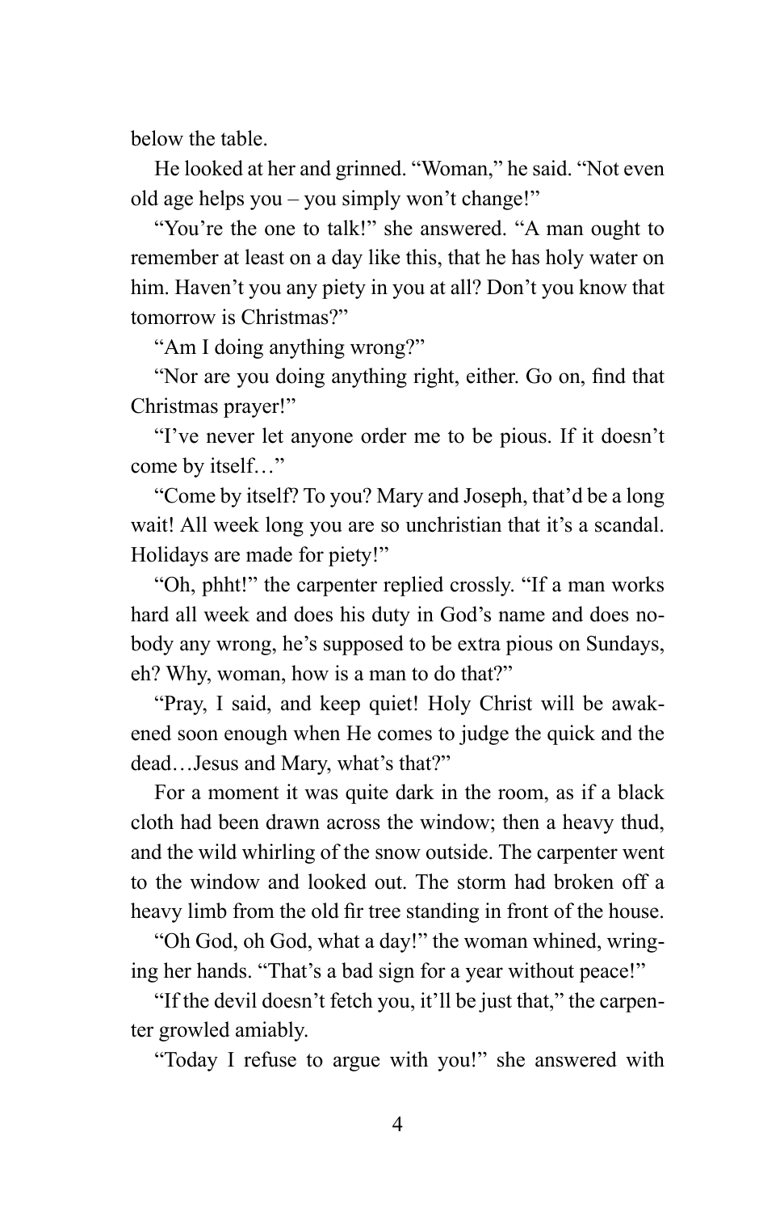below the table.

He looked at her and grinned. "Woman," he said. "Not even old age helps you – you simply won't change!"

"You're the one to talk!" she answered. "A man ought to remember at least on a day like this, that he has holy water on him. Haven't you any piety in you at all? Don't you know that tomorrow is Christmas?"

"Am I doing anything wrong?"

"Nor are you doing anything right, either. Go on, find that Christmas prayer!"

"I've never let anyone order me to be pious. If it doesn't come by itself…"

"Come by itself? To you? Mary and Joseph, that'd be a long wait! All week long you are so unchristian that it's a scandal. Holidays are made for piety!"

"Oh, phht!" the carpenter replied crossly. "If a man works hard all week and does his duty in God's name and does nobody any wrong, he's supposed to be extra pious on Sundays, eh? Why, woman, how is a man to do that?"

"Pray, I said, and keep quiet! Holy Christ will be awakened soon enough when He comes to judge the quick and the dead…Jesus and Mary, what's that?"

For a moment it was quite dark in the room, as if a black cloth had been drawn across the window; then a heavy thud, and the wild whirling of the snow outside. The carpenter went to the window and looked out. The storm had broken off a heavy limb from the old fir tree standing in front of the house.

"Oh God, oh God, what a day!" the woman whined, wringing her hands. "That's a bad sign for a year without peace!"

"If the devil doesn't fetch you, it'll be just that," the carpenter growled amiably.

"Today I refuse to argue with you!" she answered with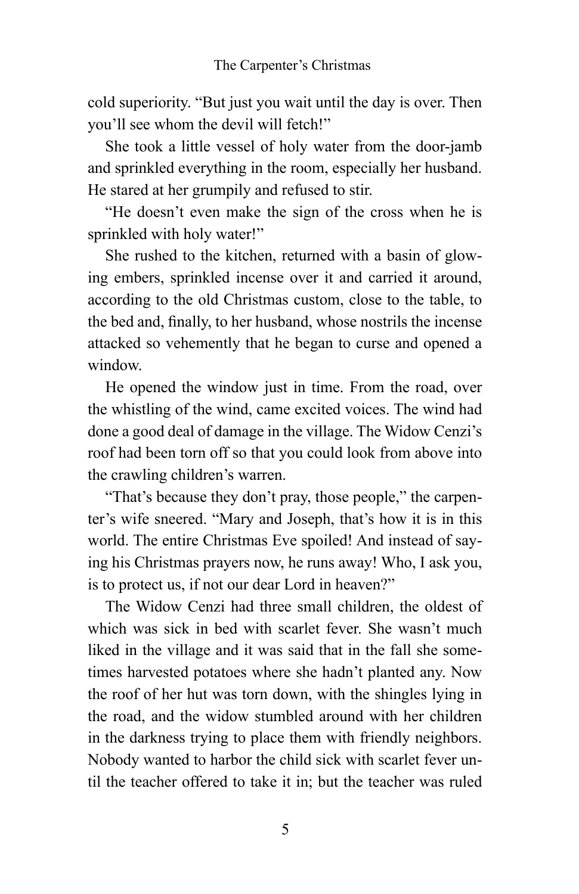cold superiority. "But just you wait until the day is over. Then you'll see whom the devil will fetch!"

She took a little vessel of holy water from the door-jamb and sprinkled everything in the room, especially her husband. He stared at her grumpily and refused to stir.

"He doesn't even make the sign of the cross when he is sprinkled with holy water!"

She rushed to the kitchen, returned with a basin of glowing embers, sprinkled incense over it and carried it around, according to the old Christmas custom, close to the table, to the bed and, finally, to her husband, whose nostrils the incense attacked so vehemently that he began to curse and opened a window.

He opened the window just in time. From the road, over the whistling of the wind, came excited voices. The wind had done a good deal of damage in the village. The Widow Cenzi's roof had been torn off so that you could look from above into the crawling children's warren.

"That's because they don't pray, those people," the carpenter's wife sneered. "Mary and Joseph, that's how it is in this world. The entire Christmas Eve spoiled! And instead of saying his Christmas prayers now, he runs away! Who, I ask you, is to protect us, if not our dear Lord in heaven?"

The Widow Cenzi had three small children, the oldest of which was sick in bed with scarlet fever. She wasn't much liked in the village and it was said that in the fall she sometimes harvested potatoes where she hadn't planted any. Now the roof of her hut was torn down, with the shingles lying in the road, and the widow stumbled around with her children in the darkness trying to place them with friendly neighbors. Nobody wanted to harbor the child sick with scarlet fever until the teacher offered to take it in; but the teacher was ruled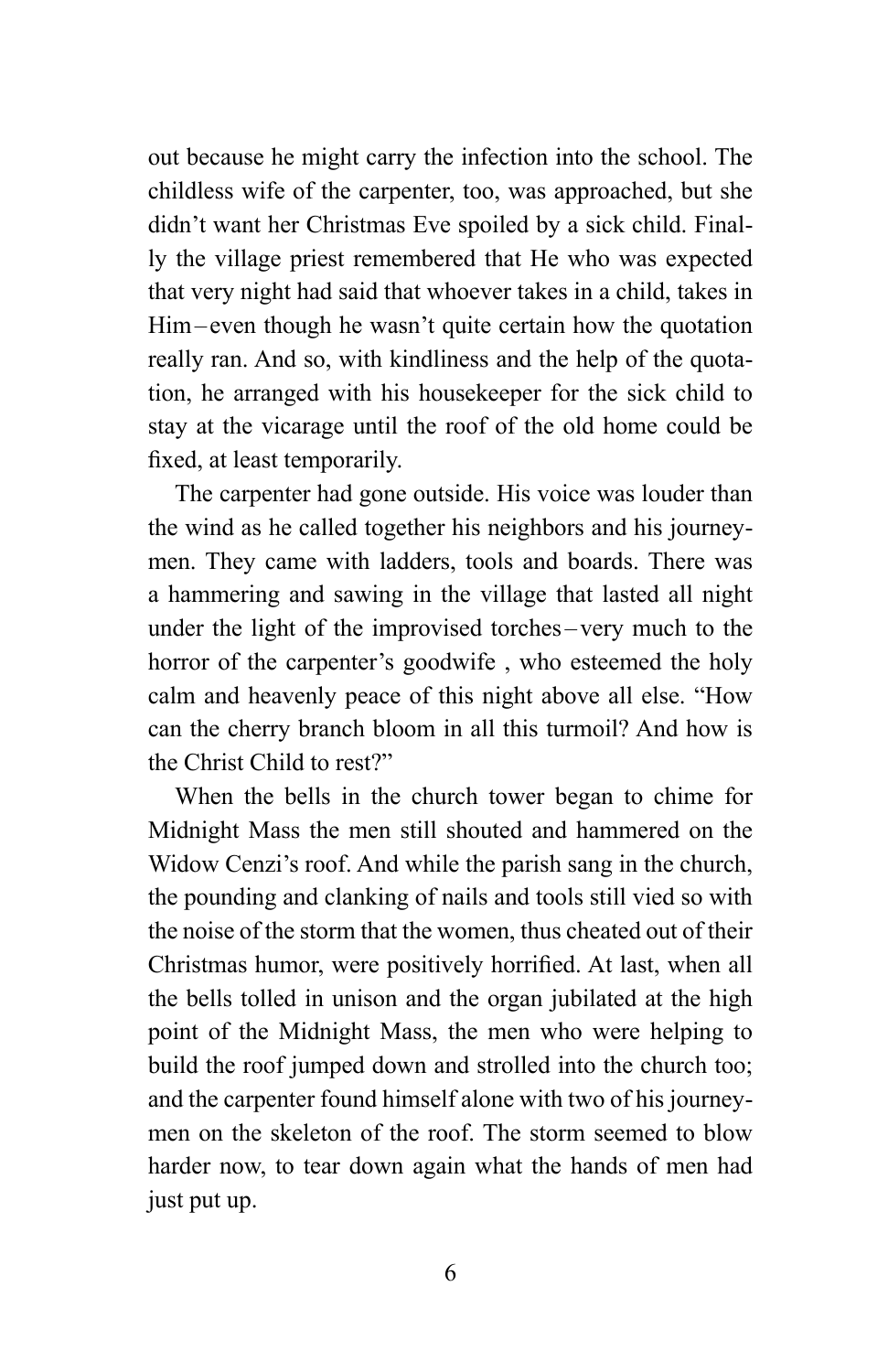out because he might carry the infection into the school. The childless wife of the carpenter, too, was approached, but she didn't want her Christmas Eve spoiled by a sick child. Finally the village priest remembered that He who was expected that very night had said that whoever takes in a child, takes in Him – even though he wasn't quite certain how the quotation really ran. And so, with kindliness and the help of the quotation, he arranged with his housekeeper for the sick child to stay at the vicarage until the roof of the old home could be fixed, at least temporarily.

The carpenter had gone outside. His voice was louder than the wind as he called together his neighbors and his journeymen. They came with ladders, tools and boards. There was a hammering and sawing in the village that lasted all night under the light of the improvised torches – very much to the horror of the carpenter's goodwife , who esteemed the holy calm and heavenly peace of this night above all else. "How can the cherry branch bloom in all this turmoil? And how is the Christ Child to rest?"

When the bells in the church tower began to chime for Midnight Mass the men still shouted and hammered on the Widow Cenzi's roof. And while the parish sang in the church, the pounding and clanking of nails and tools still vied so with the noise of the storm that the women, thus cheated out of their Christmas humor, were positively horrified. At last, when all the bells tolled in unison and the organ jubilated at the high point of the Midnight Mass, the men who were helping to build the roof jumped down and strolled into the church too; and the carpenter found himself alone with two of his journeymen on the skeleton of the roof. The storm seemed to blow harder now, to tear down again what the hands of men had just put up.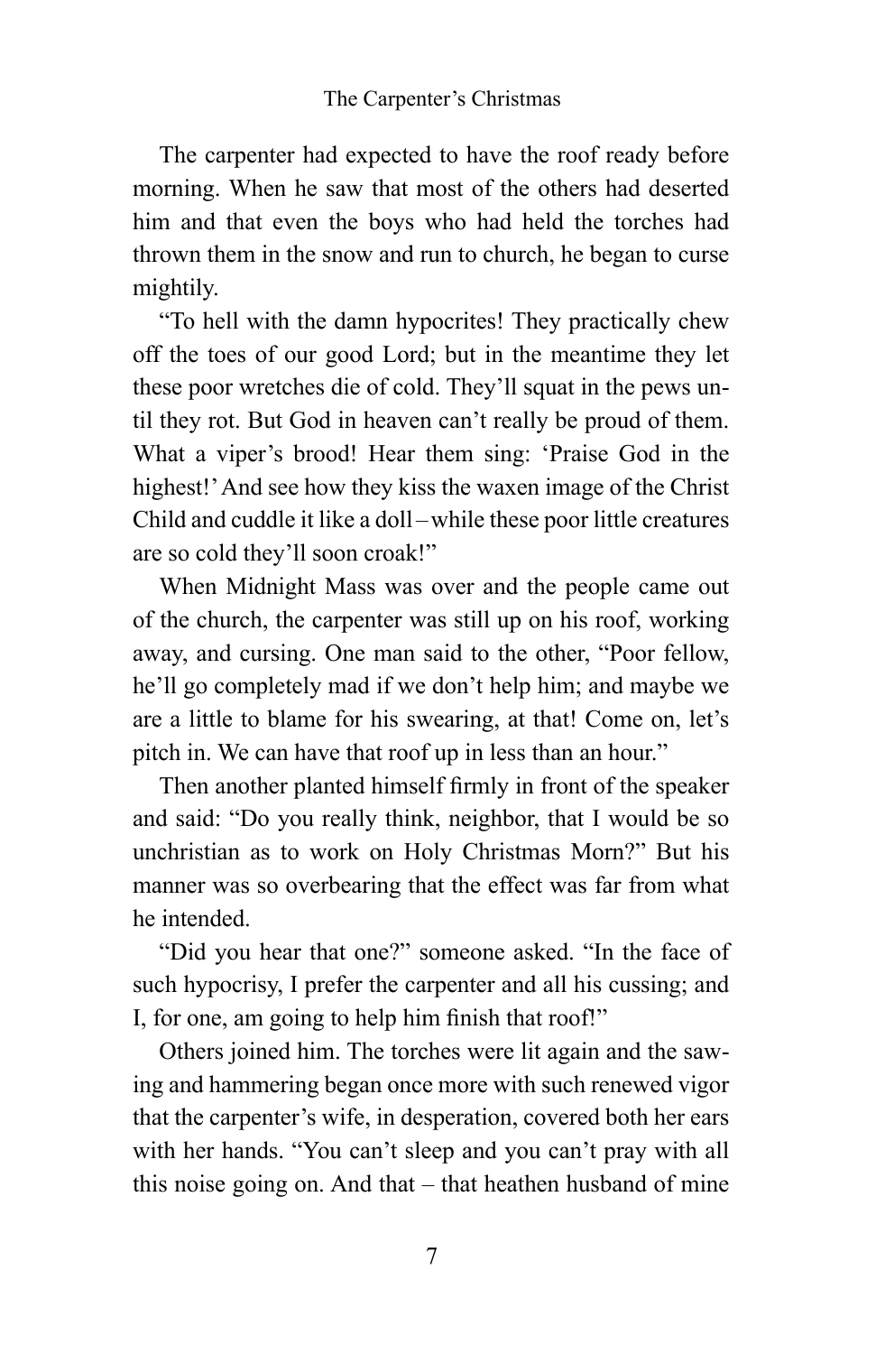The carpenter had expected to have the roof ready before morning. When he saw that most of the others had deserted him and that even the boys who had held the torches had thrown them in the snow and run to church, he began to curse mightily.

"To hell with the damn hypocrites! They practically chew off the toes of our good Lord; but in the meantime they let these poor wretches die of cold. They'll squat in the pews until they rot. But God in heaven can't really be proud of them. What a viper's brood! Hear them sing: 'Praise God in the highest!' And see how they kiss the waxen image of the Christ Child and cuddle it like a doll – while these poor little creatures are so cold they'll soon croak!"

When Midnight Mass was over and the people came out of the church, the carpenter was still up on his roof, working away, and cursing. One man said to the other, "Poor fellow, he'll go completely mad if we don't help him; and maybe we are a little to blame for his swearing, at that! Come on, let's pitch in. We can have that roof up in less than an hour."

Then another planted himself firmly in front of the speaker and said: "Do you really think, neighbor, that I would be so unchristian as to work on Holy Christmas Morn?" But his manner was so overbearing that the effect was far from what he intended.

"Did you hear that one?" someone asked. "In the face of such hypocrisy, I prefer the carpenter and all his cussing; and I, for one, am going to help him finish that roof!"

Others joined him. The torches were lit again and the sawing and hammering began once more with such renewed vigor that the carpenter's wife, in desperation, covered both her ears with her hands. "You can't sleep and you can't pray with all this noise going on. And that – that heathen husband of mine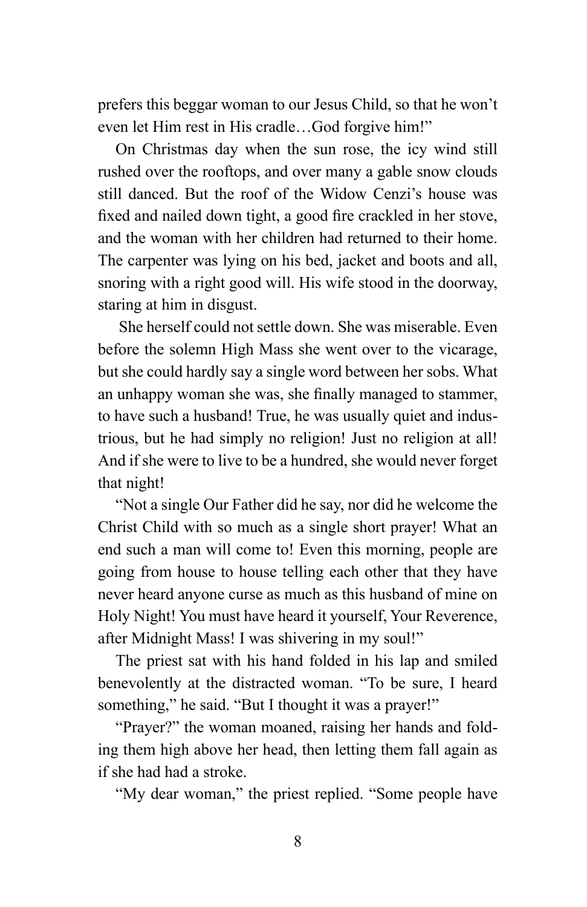prefers this beggar woman to our Jesus Child, so that he won't even let Him rest in His cradle…God forgive him!"

On Christmas day when the sun rose, the icy wind still rushed over the rooftops, and over many a gable snow clouds still danced. But the roof of the Widow Cenzi's house was fixed and nailed down tight, a good fire crackled in her stove, and the woman with her children had returned to their home. The carpenter was lying on his bed, jacket and boots and all, snoring with a right good will. His wife stood in the doorway, staring at him in disgust.

She herself could not settle down. She was miserable. Even before the solemn High Mass she went over to the vicarage, but she could hardly say a single word between her sobs. What an unhappy woman she was, she finally managed to stammer, to have such a husband! True, he was usually quiet and industrious, but he had simply no religion! Just no religion at all! And if she were to live to be a hundred, she would never forget that night!

"Not a single Our Father did he say, nor did he welcome the Christ Child with so much as a single short prayer! What an end such a man will come to! Even this morning, people are going from house to house telling each other that they have never heard anyone curse as much as this husband of mine on Holy Night! You must have heard it yourself, Your Reverence, after Midnight Mass! I was shivering in my soul!"

The priest sat with his hand folded in his lap and smiled benevolently at the distracted woman. "To be sure, I heard something," he said. "But I thought it was a prayer!"

"Prayer?" the woman moaned, raising her hands and folding them high above her head, then letting them fall again as if she had had a stroke.

"My dear woman," the priest replied. "Some people have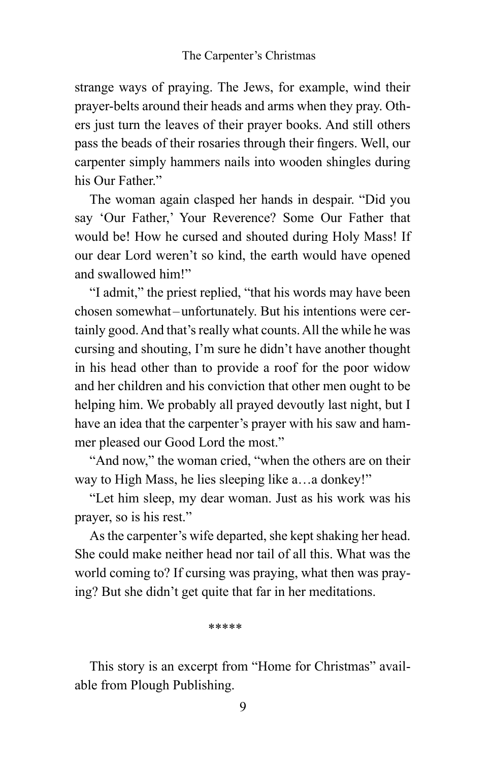strange ways of praying. The Jews, for example, wind their prayer-belts around their heads and arms when they pray. Others just turn the leaves of their prayer books. And still others pass the beads of their rosaries through their fingers. Well, our carpenter simply hammers nails into wooden shingles during his Our Father."

The woman again clasped her hands in despair. "Did you say 'Our Father,' Your Reverence? Some Our Father that would be! How he cursed and shouted during Holy Mass! If our dear Lord weren't so kind, the earth would have opened and swallowed him!"

"I admit," the priest replied, "that his words may have been chosen somewhat – unfortunately. But his intentions were certainly good. And that's really what counts. All the while he was cursing and shouting, I'm sure he didn't have another thought in his head other than to provide a roof for the poor widow and her children and his conviction that other men ought to be helping him. We probably all prayed devoutly last night, but I have an idea that the carpenter's prayer with his saw and hammer pleased our Good Lord the most."

"And now," the woman cried, "when the others are on their way to High Mass, he lies sleeping like a…a donkey!"

"Let him sleep, my dear woman. Just as his work was his prayer, so is his rest."

As the carpenter's wife departed, she kept shaking her head. She could make neither head nor tail of all this. What was the world coming to? If cursing was praying, what then was praying? But she didn't get quite that far in her meditations.

*****

This story is an excerpt from "Home for Christmas" available from Plough Publishing.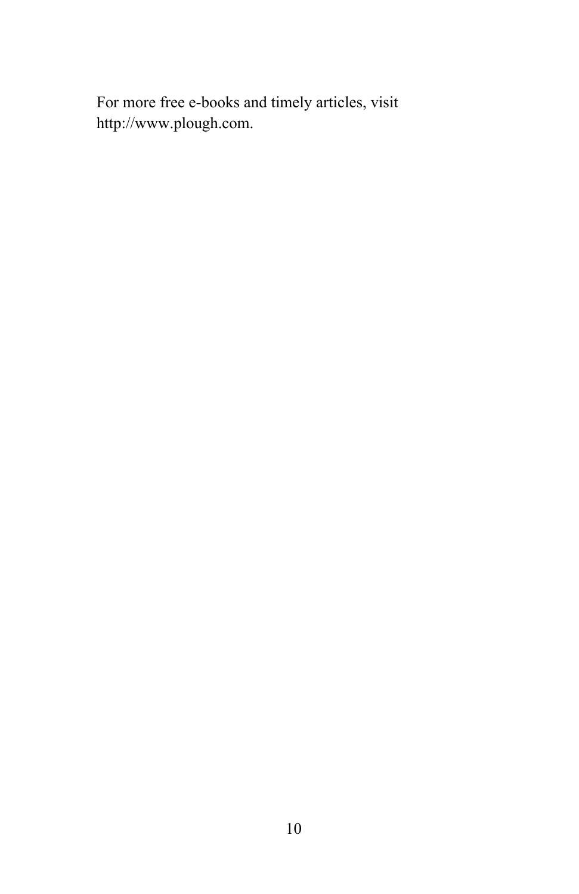For more free e-books and timely articles, visit http://www.plough.com.